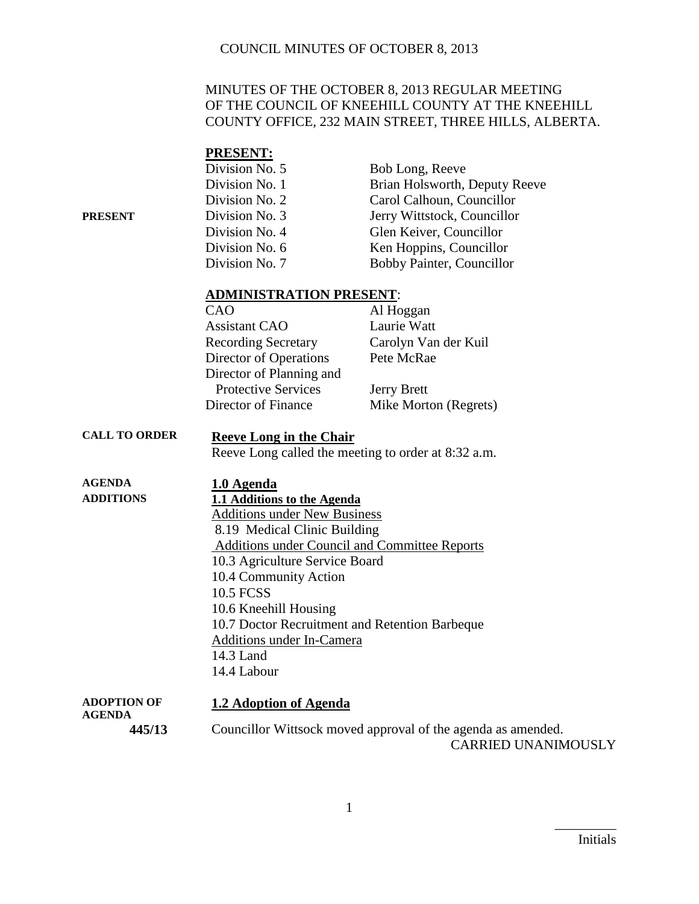MINUTES OF THE OCTOBER 8, 2013 REGULAR MEETING OF THE COUNCIL OF KNEEHILL COUNTY AT THE KNEEHILL COUNTY OFFICE, 232 MAIN STREET, THREE HILLS, ALBERTA.

**PRESENT**

**PRESENT:**

| | |
|---|---|
| Division No. 5 | Bob Long, Reeve |
| Division No. 1 | Brian Holsworth, Deputy Reeve |
| Division No. 2 | Carol Calhoun, Councillor |
| Division No. 3 | Jerry Wittstock, Councillor |
| Division No. 4 | Glen Keiver, Councillor |
| Division No. 6 | Ken Hoppins, Councillor |
| Division No. 7 | Bobby Painter, Councillor |

**ADMINISTRATION PRESENT**:

| | |
|---|---|
| CAO | Al Hoggan |
| Assistant CAO | Laurie Watt |
| Recording Secretary | Carolyn Van der Kuil |
| Director of Operations | Pete McRae |
| Director of Planning and Protective Services | Jerry Brett |
| Director of Finance | Mike Morton (Regrets) |

**CALL TO ORDER**

**Reeve Long in the Chair**

Reeve Long called the meeting to order at 8:32 a.m.

**AGENDA ADDITIONS**

**1.0 Agenda**

**1.1 Additions to the Agenda**

Additions under New Business

8.19 Medical Clinic Building

Additions under Council and Committee Reports

10.3 Agriculture Service Board
10.4 Community Action
10.5 FCSS
10.6 Kneehill Housing
10.7 Doctor Recruitment and Retention Barbeque

Additions under In-Camera

14.3 Land
14.4 Labour

**ADOPTION OF AGENDA**

**1.2 Adoption of Agenda**

**445/13**

Councillor Wittsock moved approval of the agenda as amended.

CARRIED UNANIMOUSLY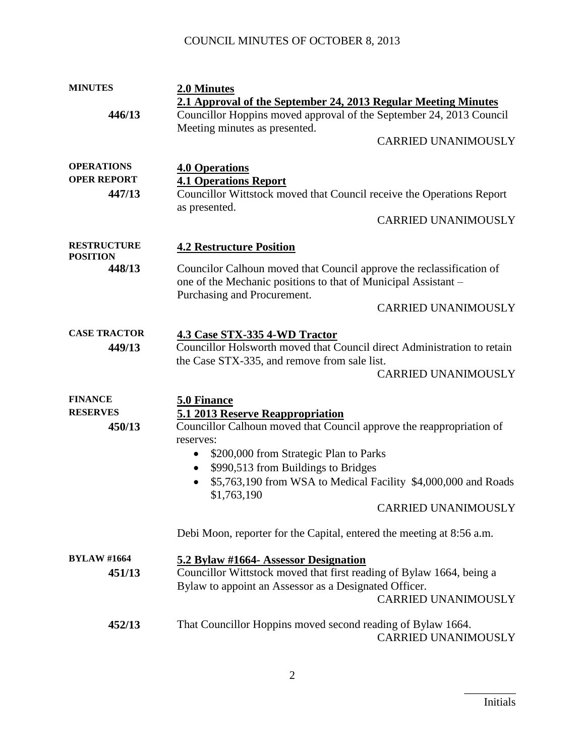**MINUTES**

## 2.0 Minutes

### 2.1 Approval of the September 24, 2013 Regular Meeting Minutes

**446/13**

Councillor Hoppins moved approval of the September 24, 2013 Council Meeting minutes as presented.

CARRIED UNANIMOUSLY

**OPERATIONS**

## 4.0 Operations

**OPER REPORT**

### 4.1 Operations Report

**447/13**

Councillor Wittstock moved that Council receive the Operations Report as presented.

CARRIED UNANIMOUSLY

**RESTRUCTURE POSITION**

### 4.2 Restructure Position

**448/13**

Councilor Calhoun moved that Council approve the reclassification of one of the Mechanic positions to that of Municipal Assistant – Purchasing and Procurement.

CARRIED UNANIMOUSLY

**CASE TRACTOR**

### 4.3 Case STX-335 4-WD Tractor

**449/13**

Councillor Holsworth moved that Council direct Administration to retain the Case STX-335, and remove from sale list.

CARRIED UNANIMOUSLY

**FINANCE**

## 5.0 Finance

**RESERVES**

### 5.1 2013 Reserve Reappropriation

**450/13**

Councillor Calhoun moved that Council approve the reappropriation of reserves:

- $200,000 from Strategic Plan to Parks
- $990,513 from Buildings to Bridges
- $5,763,190 from WSA to Medical Facility $4,000,000 and Roads $1,763,190

CARRIED UNANIMOUSLY

Debi Moon, reporter for the Capital, entered the meeting at 8:56 a.m.

**BYLAW #1664**

### 5.2 Bylaw #1664- Assessor Designation

**451/13**

Councillor Wittstock moved that first reading of Bylaw 1664, being a Bylaw to appoint an Assessor as a Designated Officer.

CARRIED UNANIMOUSLY

**452/13**

That Councillor Hoppins moved second reading of Bylaw 1664.

CARRIED UNANIMOUSLY

_________
Initials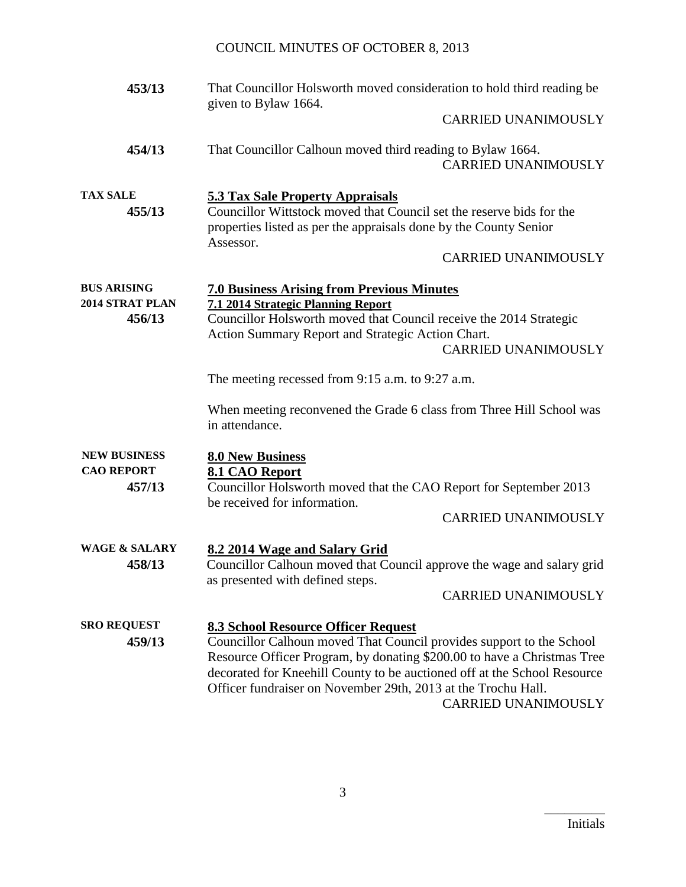**453/13** That Councillor Holsworth moved consideration to hold third reading be given to Bylaw 1664.

CARRIED UNANIMOUSLY

**454/13** That Councillor Calhoun moved third reading to Bylaw 1664.

CARRIED UNANIMOUSLY

**TAX SALE**

**5.3 Tax Sale Property Appraisals**

**455/13** Councillor Wittstock moved that Council set the reserve bids for the properties listed as per the appraisals done by the County Senior Assessor.

CARRIED UNANIMOUSLY

**BUS ARISING**

**7.0 Business Arising from Previous Minutes**

**2014 STRAT PLAN**

**7.1 2014 Strategic Planning Report**

**456/13** Councillor Holsworth moved that Council receive the 2014 Strategic Action Summary Report and Strategic Action Chart.

CARRIED UNANIMOUSLY

The meeting recessed from 9:15 a.m. to 9:27 a.m.

When meeting reconvened the Grade 6 class from Three Hill School was in attendance.

**NEW BUSINESS**

**8.0 New Business**

**CAO REPORT**

**8.1 CAO Report**

**457/13** Councillor Holsworth moved that the CAO Report for September 2013 be received for information.

CARRIED UNANIMOUSLY

**WAGE & SALARY**

**8.2 2014 Wage and Salary Grid**

**458/13** Councillor Calhoun moved that Council approve the wage and salary grid as presented with defined steps.

CARRIED UNANIMOUSLY

**SRO REQUEST**

**8.3 School Resource Officer Request**

**459/13** Councillor Calhoun moved That Council provides support to the School Resource Officer Program, by donating $200.00 to have a Christmas Tree decorated for Kneehill County to be auctioned off at the School Resource Officer fundraiser on November 29th, 2013 at the Trochu Hall.

CARRIED UNANIMOUSLY

_________
Initials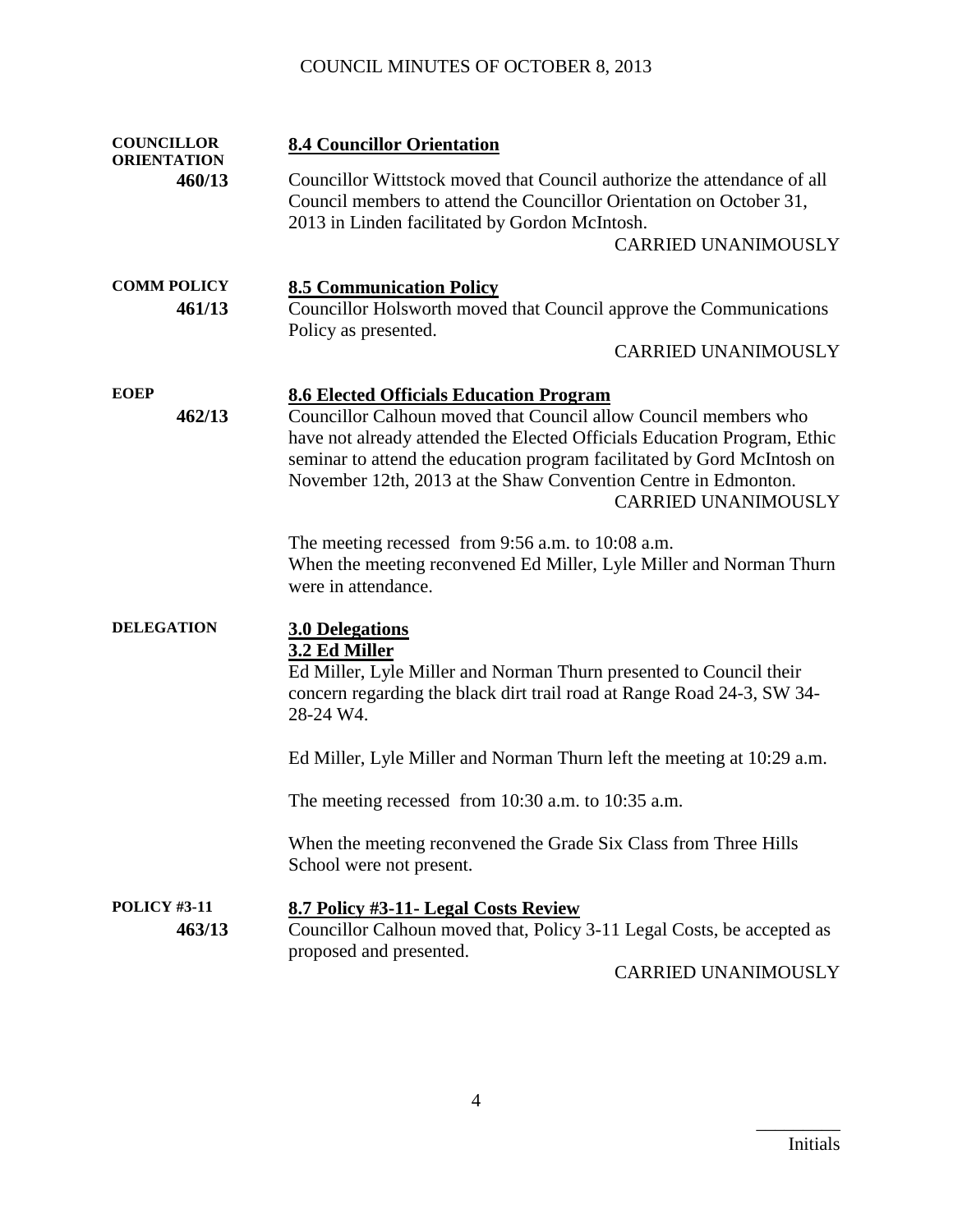**COUNCILLOR ORIENTATION**
**460/13**

**8.4 Councillor Orientation**

Councillor Wittstock moved that Council authorize the attendance of all Council members to attend the Councillor Orientation on October 31, 2013 in Linden facilitated by Gordon McIntosh.

CARRIED UNANIMOUSLY

**COMM POLICY**
**461/13**

**8.5 Communication Policy**

Councillor Holsworth moved that Council approve the Communications Policy as presented.

CARRIED UNANIMOUSLY

**EOEP**
**462/13**

**8.6 Elected Officials Education Program**

Councillor Calhoun moved that Council allow Council members who have not already attended the Elected Officials Education Program, Ethic seminar to attend the education program facilitated by Gord McIntosh on November 12th, 2013 at the Shaw Convention Centre in Edmonton.

CARRIED UNANIMOUSLY

The meeting recessed from 9:56 a.m. to 10:08 a.m.
When the meeting reconvened Ed Miller, Lyle Miller and Norman Thurn were in attendance.

**DELEGATION**

**3.0 Delegations**

**3.2 Ed Miller**

Ed Miller, Lyle Miller and Norman Thurn presented to Council their concern regarding the black dirt trail road at Range Road 24-3, SW 34-28-24 W4.

Ed Miller, Lyle Miller and Norman Thurn left the meeting at 10:29 a.m.

The meeting recessed from 10:30 a.m. to 10:35 a.m.

When the meeting reconvened the Grade Six Class from Three Hills School were not present.

**POLICY #3-11**
**463/13**

**8.7 Policy #3-11- Legal Costs Review**

Councillor Calhoun moved that, Policy 3-11 Legal Costs, be accepted as proposed and presented.

CARRIED UNANIMOUSLY

_________
Initials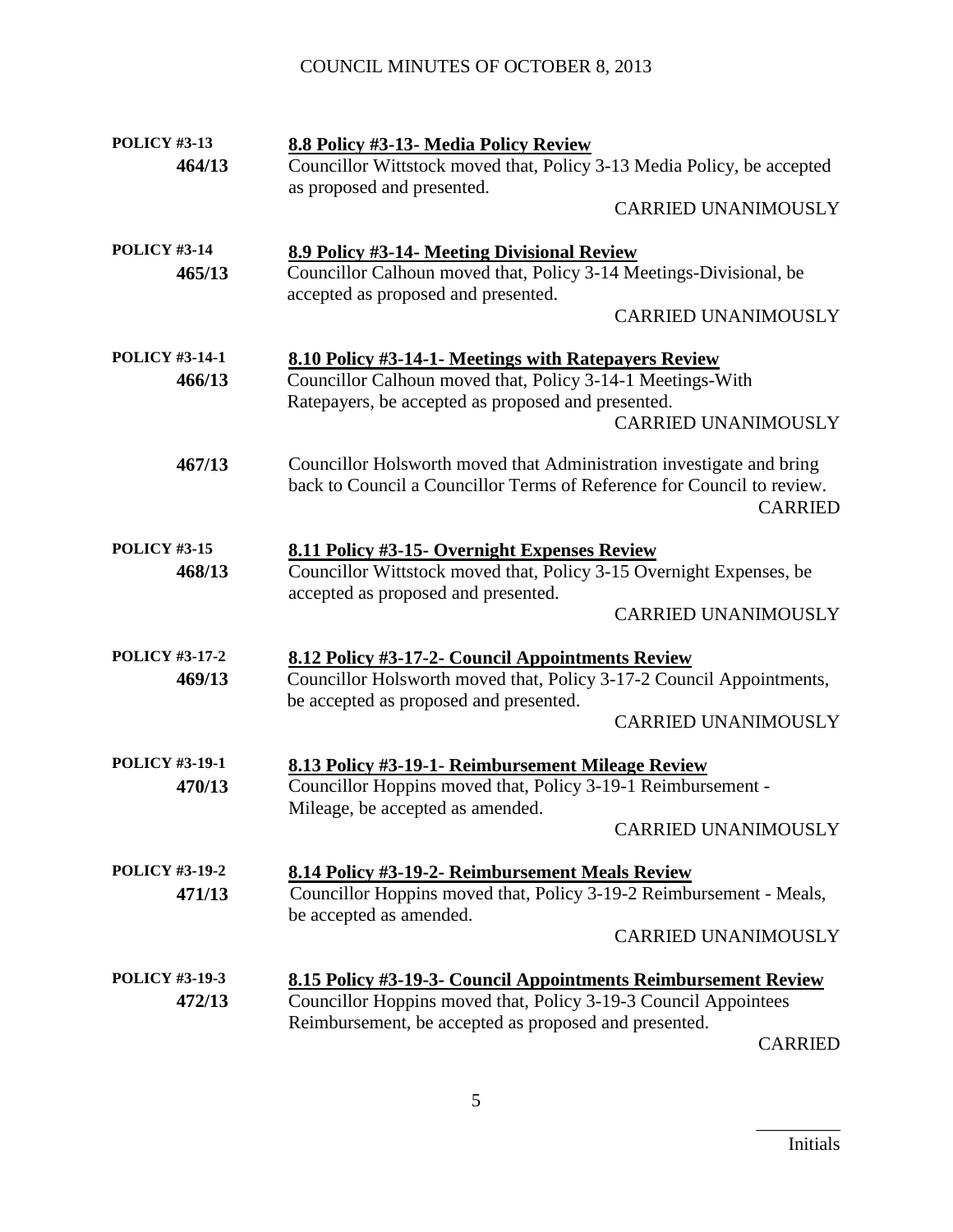**POLICY #3-13**
**464/13**

**8.8 Policy #3-13- Media Policy Review**

Councillor Wittstock moved that, Policy 3-13 Media Policy, be accepted as proposed and presented.

CARRIED UNANIMOUSLY

**POLICY #3-14**
**465/13**

**8.9 Policy #3-14- Meeting Divisional Review**

Councillor Calhoun moved that, Policy 3-14 Meetings-Divisional, be accepted as proposed and presented.

CARRIED UNANIMOUSLY

**POLICY #3-14-1**
**466/13**

**8.10 Policy #3-14-1- Meetings with Ratepayers Review**

Councillor Calhoun moved that, Policy 3-14-1 Meetings-With Ratepayers, be accepted as proposed and presented.

CARRIED UNANIMOUSLY

**467/13**

Councillor Holsworth moved that Administration investigate and bring back to Council a Councillor Terms of Reference for Council to review.

CARRIED

**POLICY #3-15**
**468/13**

**8.11 Policy #3-15- Overnight Expenses Review**

Councillor Wittstock moved that, Policy 3-15 Overnight Expenses, be accepted as proposed and presented.

CARRIED UNANIMOUSLY

**POLICY #3-17-2**
**469/13**

**8.12 Policy #3-17-2- Council Appointments Review**

Councillor Holsworth moved that, Policy 3-17-2 Council Appointments, be accepted as proposed and presented.

CARRIED UNANIMOUSLY

**POLICY #3-19-1**
**470/13**

**8.13 Policy #3-19-1- Reimbursement Mileage Review**

Councillor Hoppins moved that, Policy 3-19-1 Reimbursement - Mileage, be accepted as amended.

CARRIED UNANIMOUSLY

**POLICY #3-19-2**
**471/13**

**8.14 Policy #3-19-2- Reimbursement Meals Review**

Councillor Hoppins moved that, Policy 3-19-2 Reimbursement - Meals, be accepted as amended.

CARRIED UNANIMOUSLY

**POLICY #3-19-3**
**472/13**

**8.15 Policy #3-19-3- Council Appointments Reimbursement Review**

Councillor Hoppins moved that, Policy 3-19-3 Council Appointees Reimbursement, be accepted as proposed and presented.

CARRIED

_________
Initials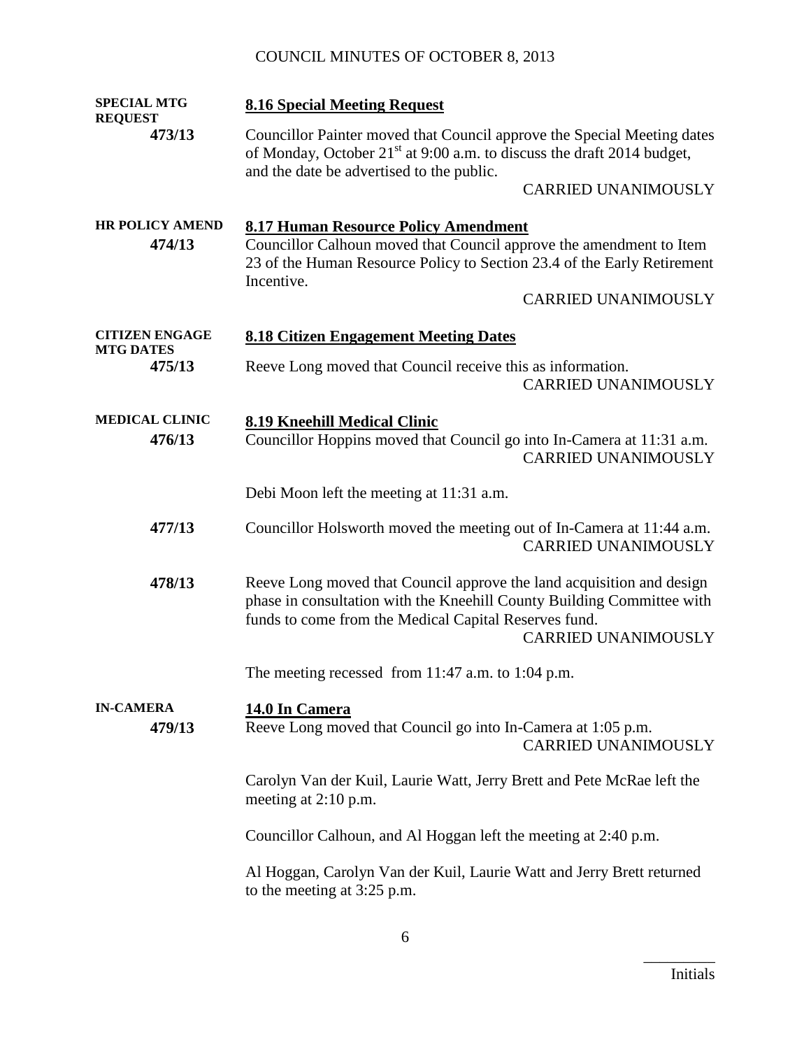**SPECIAL MTG REQUEST**

**8.16 Special Meeting Request**

**473/13** Councillor Painter moved that Council approve the Special Meeting dates of Monday, October 21st at 9:00 a.m. to discuss the draft 2014 budget, and the date be advertised to the public.

CARRIED UNANIMOUSLY

**HR POLICY AMEND**

**8.17 Human Resource Policy Amendment**

**474/13** Councillor Calhoun moved that Council approve the amendment to Item 23 of the Human Resource Policy to Section 23.4 of the Early Retirement Incentive.

CARRIED UNANIMOUSLY

**CITIZEN ENGAGE MTG DATES**

**8.18 Citizen Engagement Meeting Dates**

**475/13** Reeve Long moved that Council receive this as information.

CARRIED UNANIMOUSLY

**MEDICAL CLINIC**

**8.19 Kneehill Medical Clinic**

**476/13** Councillor Hoppins moved that Council go into In-Camera at 11:31 a.m.

CARRIED UNANIMOUSLY

Debi Moon left the meeting at 11:31 a.m.

**477/13** Councillor Holsworth moved the meeting out of In-Camera at 11:44 a.m.

CARRIED UNANIMOUSLY

**478/13** Reeve Long moved that Council approve the land acquisition and design phase in consultation with the Kneehill County Building Committee with funds to come from the Medical Capital Reserves fund.

CARRIED UNANIMOUSLY

The meeting recessed from 11:47 a.m. to 1:04 p.m.

**IN-CAMERA**

**14.0 In Camera**

**479/13** Reeve Long moved that Council go into In-Camera at 1:05 p.m.

CARRIED UNANIMOUSLY

Carolyn Van der Kuil, Laurie Watt, Jerry Brett and Pete McRae left the meeting at 2:10 p.m.

Councillor Calhoun, and Al Hoggan left the meeting at 2:40 p.m.

Al Hoggan, Carolyn Van der Kuil, Laurie Watt and Jerry Brett returned to the meeting at 3:25 p.m.

\_\_\_\_\_\_\_\_\_
Initials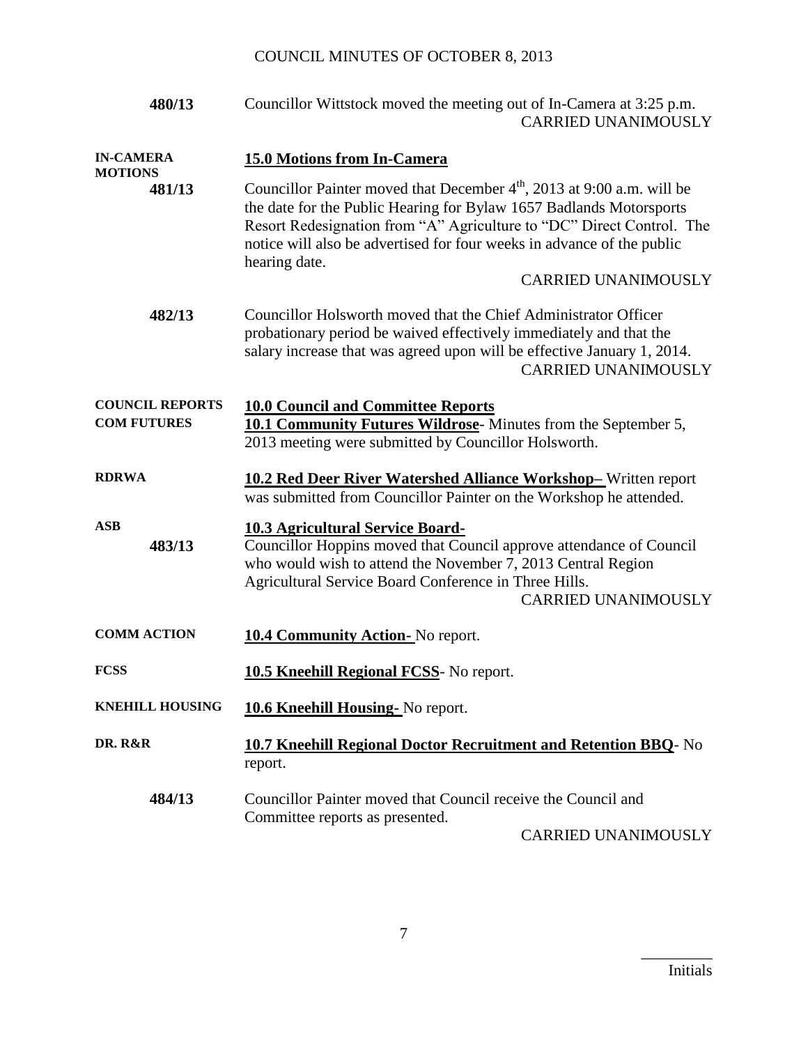**480/13** Councillor Wittstock moved the meeting out of In-Camera at 3:25 p.m.
CARRIED UNANIMOUSLY

**IN-CAMERA MOTIONS**

**15.0 Motions from In-Camera**

**481/13** Councillor Painter moved that December 4th, 2013 at 9:00 a.m. will be the date for the Public Hearing for Bylaw 1657 Badlands Motorsports Resort Redesignation from "A" Agriculture to "DC" Direct Control. The notice will also be advertised for four weeks in advance of the public hearing date.
CARRIED UNANIMOUSLY

**482/13** Councillor Holsworth moved that the Chief Administrator Officer probationary period be waived effectively immediately and that the salary increase that was agreed upon will be effective January 1, 2014.
CARRIED UNANIMOUSLY

**COUNCIL REPORTS**

**10.0 Council and Committee Reports**

**COM FUTURES**

**10.1 Community Futures Wildrose**- Minutes from the September 5, 2013 meeting were submitted by Councillor Holsworth.

**RDRWA**

**10.2 Red Deer River Watershed Alliance Workshop–** Written report was submitted from Councillor Painter on the Workshop he attended.

**ASB**

**10.3 Agricultural Service Board-**

**483/13** Councillor Hoppins moved that Council approve attendance of Council who would wish to attend the November 7, 2013 Central Region Agricultural Service Board Conference in Three Hills.
CARRIED UNANIMOUSLY

**COMM ACTION**

**10.4 Community Action-** No report.

**FCSS**

**10.5 Kneehill Regional FCSS**- No report.

**KNEHILL HOUSING**

**10.6 Kneehill Housing-** No report.

**DR. R&R**

**10.7 Kneehill Regional Doctor Recruitment and Retention BBQ**- No report.

**484/13** Councillor Painter moved that Council receive the Council and Committee reports as presented.
CARRIED UNANIMOUSLY

\_\_\_\_\_\_\_\_\_\_
Initials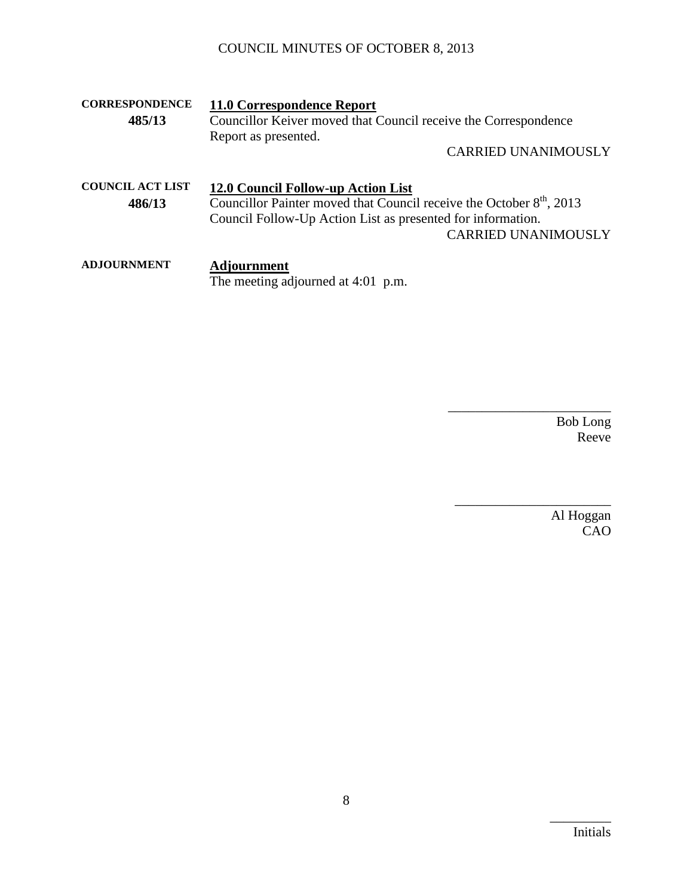**CORRESPONDENCE**
**485/13**

**11.0 Correspondence Report**

Councillor Keiver moved that Council receive the Correspondence Report as presented.

CARRIED UNANIMOUSLY

**COUNCIL ACT LIST**
**486/13**

**12.0 Council Follow-up Action List**

Councillor Painter moved that Council receive the October 8th, 2013 Council Follow-Up Action List as presented for information.

CARRIED UNANIMOUSLY

**ADJOURNMENT**

**Adjournment**

The meeting adjourned at 4:01 p.m.

\_\_\_\_\_\_\_\_\_\_\_\_\_\_\_\_\_\_\_\_\_\_\_\_
Bob Long
Reeve

\_\_\_\_\_\_\_\_\_\_\_\_\_\_\_\_\_\_\_\_\_\_\_\_
Al Hoggan
CAO

\_\_\_\_\_\_\_\_\_
Initials